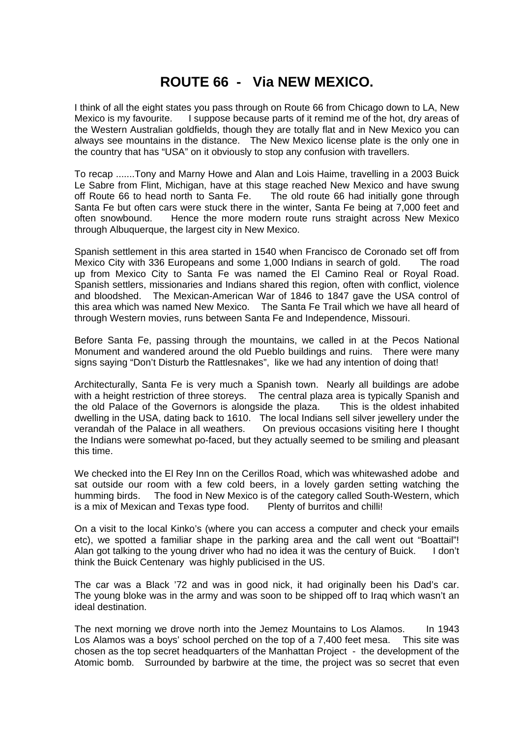# ROUTE 66 - Via NEW MEXICO.

I think of all the eight states you pass through on Route 66 from Chicago down to LA, New Mexico is my favourite. I suppose because parts of it remind me of the hot, dry areas of the Western Australian goldfields, though they are totally flat and in New Mexico you can always see mountains in the distance. The New Mexico license plate is the only one in the country that has "USA" on it obviously to stop any confusion with travellers.

To recap .......Tony and Marny Howe and Alan and Lois Haime, travelling in a 2003 Buick Le Sabre from Flint, Michigan, have at this stage reached New Mexico and have swung off Route 66 to head north to Santa Fe. The old route 66 had initially gone through Santa Fe but often cars were stuck there in the winter, Santa Fe being at 7,000 feet and often snowbound. Hence the more modern route runs straight across New Mexico through Albuquerque, the largest city in New Mexico.

Spanish settlement in this area started in 1540 when Francisco de Coronado set off from Mexico City with 336 Europeans and some 1,000 Indians in search of gold. The road up from Mexico City to Santa Fe was named the El Camino Real or Royal Road. Spanish settlers, missionaries and Indians shared this region, often with conflict, violence and bloodshed. The Mexican-American War of 1846 to 1847 gave the USA control of this area which was named New Mexico. The Santa Fe Trail which we have all heard of through Western movies, runs between Santa Fe and Independence, Missouri.

Before Santa Fe, passing through the mountains, we called in at the Pecos National Monument and wandered around the old Pueblo buildings and ruins. There were many signs saying "Don't Disturb the Rattlesnakes", like we had any intention of doing that!

Architecturally, Santa Fe is very much a Spanish town. Nearly all buildings are adobe with a height restriction of three storeys. The central plaza area is typically Spanish and the old Palace of the Governors is alongside the plaza. This is the oldest inhabited dwelling in the USA, dating back to 1610. The local Indians sell silver jewellery under the verandah of the Palace in all weathers. On previous occasions visiting here I thought the Indians were somewhat po-faced, but they actually seemed to be smiling and pleasant this time.

We checked into the El Rey Inn on the Cerillos Road, which was whitewashed adobe and sat outside our room with a few cold beers, in a lovely garden setting watching the humming birds. The food in New Mexico is of the category called South-Western, which is a mix of Mexican and Texas type food. Plenty of burritos and chilli!

On a visit to the local Kinko's (where you can access a computer and check your emails etc), we spotted a familiar shape in the parking area and the call went out "Boattail"! Alan got talking to the young driver who had no idea it was the century of Buick. I don't think the Buick Centenary was highly publicised in the US.

The car was a Black '72 and was in good nick, it had originally been his Dad's car. The young bloke was in the army and was soon to be shipped off to Iraq which wasn't an ideal destination.

The next morning we drove north into the Jemez Mountains to Los Alamos. In 1943 Los Alamos was a boys' school perched on the top of a 7,400 feet mesa. This site was chosen as the top secret headquarters of the Manhattan Project - the development of the Atomic bomb. Surrounded by barbwire at the time, the project was so secret that even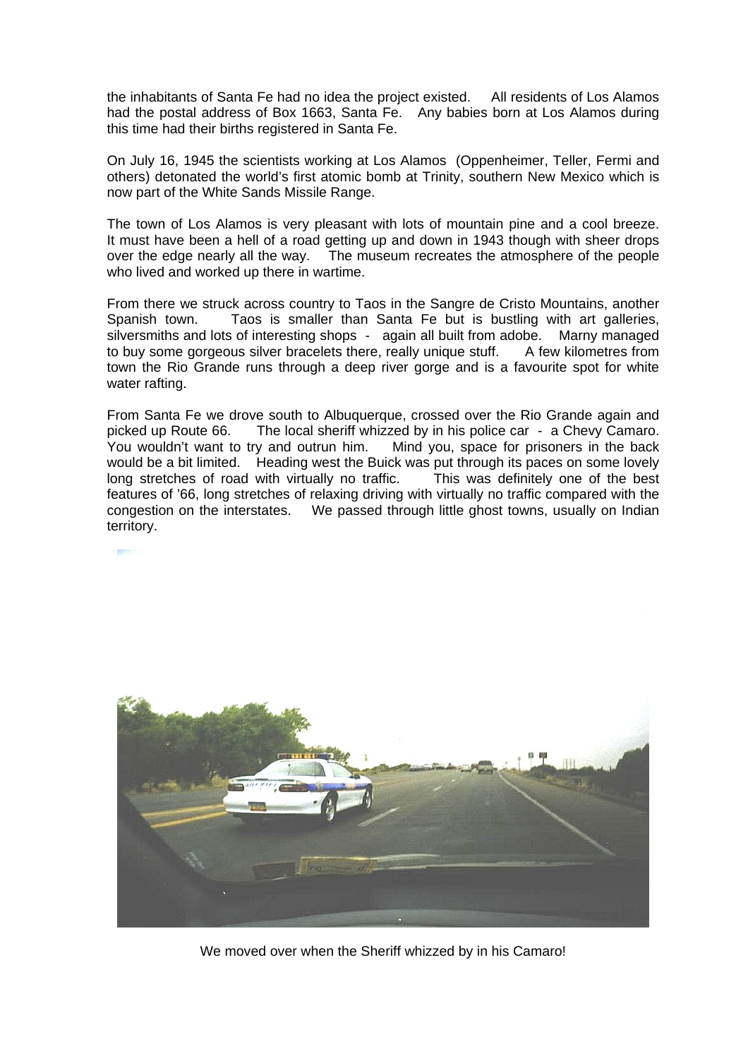the inhabitants of Santa Fe had no idea the project existed. All residents of Los Alamos had the postal address of Box 1663, Santa Fe. Any babies born at Los Alamos during this time had their births registered in Santa Fe.

On July 16, 1945 the scientists working at Los Alamos (Oppenheimer, Teller, Fermi and others) detonated the world's first atomic bomb at Trinity, southern New Mexico which is now part of the White Sands Missile Range.

The town of Los Alamos is very pleasant with lots of mountain pine and a cool breeze. It must have been a hell of a road getting up and down in 1943 though with sheer drops over the edge nearly all the way. The museum recreates the atmosphere of the people who lived and worked up there in wartime.

From there we struck across country to Taos in the Sangre de Cristo Mountains, another Spanish town. Taos is smaller than Santa Fe but is bustling with art galleries, silversmiths and lots of interesting shops - again all built from adobe. Marny managed to buy some gorgeous silver bracelets there, really unique stuff. A few kilometres from town the Rio Grande runs through a deep river gorge and is a favourite spot for white water rafting.

From Santa Fe we drove south to Albuquerque, crossed over the Rio Grande again and picked up Route 66. The local sheriff whizzed by in his police car - a Chevy Camaro. You wouldn't want to try and outrun him. Mind you, space for prisoners in the back would be a bit limited. Heading west the Buick was put through its paces on some lovely long stretches of road with virtually no traffic. This was definitely one of the best features of '66, long stretches of relaxing driving with virtually no traffic compared with the congestion on the interstates. We passed through little ghost towns, usually on Indian territory.

We moved over when the Sheriff whizzed by in his Camaro!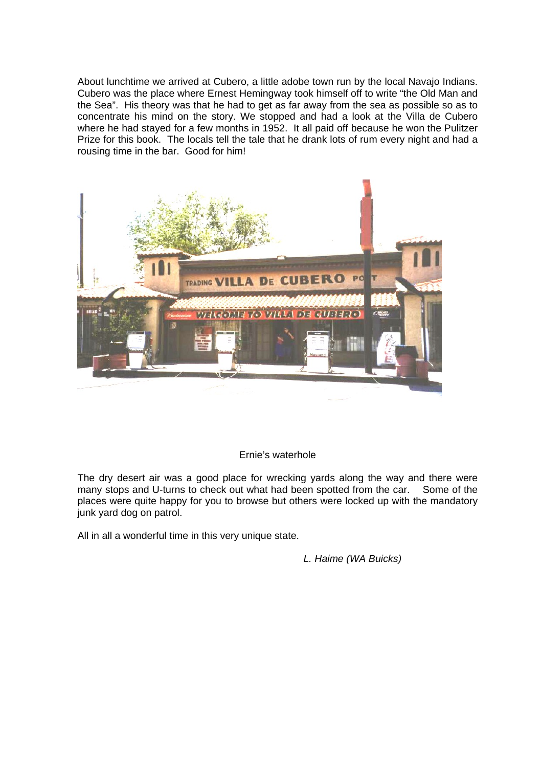About lunchtime we arrived at Cubero, a little adobe town run by the local Navajo Indians. Cubero was the place where Ernest Hemingway took himself off to write “the Old Man and the Sea”. His theory was that he had to get as far away from the sea as possible so as to concentrate his mind on the story. We stopped and had a look at the Villa de Cubero where he had stayed for a few months in 1952. It all paid off because he won the Pulitzer Prize for this book. The locals tell the tale that he drank lots of rum every night and had a rousing time in the bar. Good for him!

Ernie’s waterhole

The dry desert air was a good place for wrecking yards along the way and there were many stops and U-turns to check out what had been spotted from the car. Some of the places were quite happy for you to browse but others were locked up with the mandatory junk yard dog on patrol.

All in all a wonderful time in this very unique state.

*L. Haime (WA Buicks)*